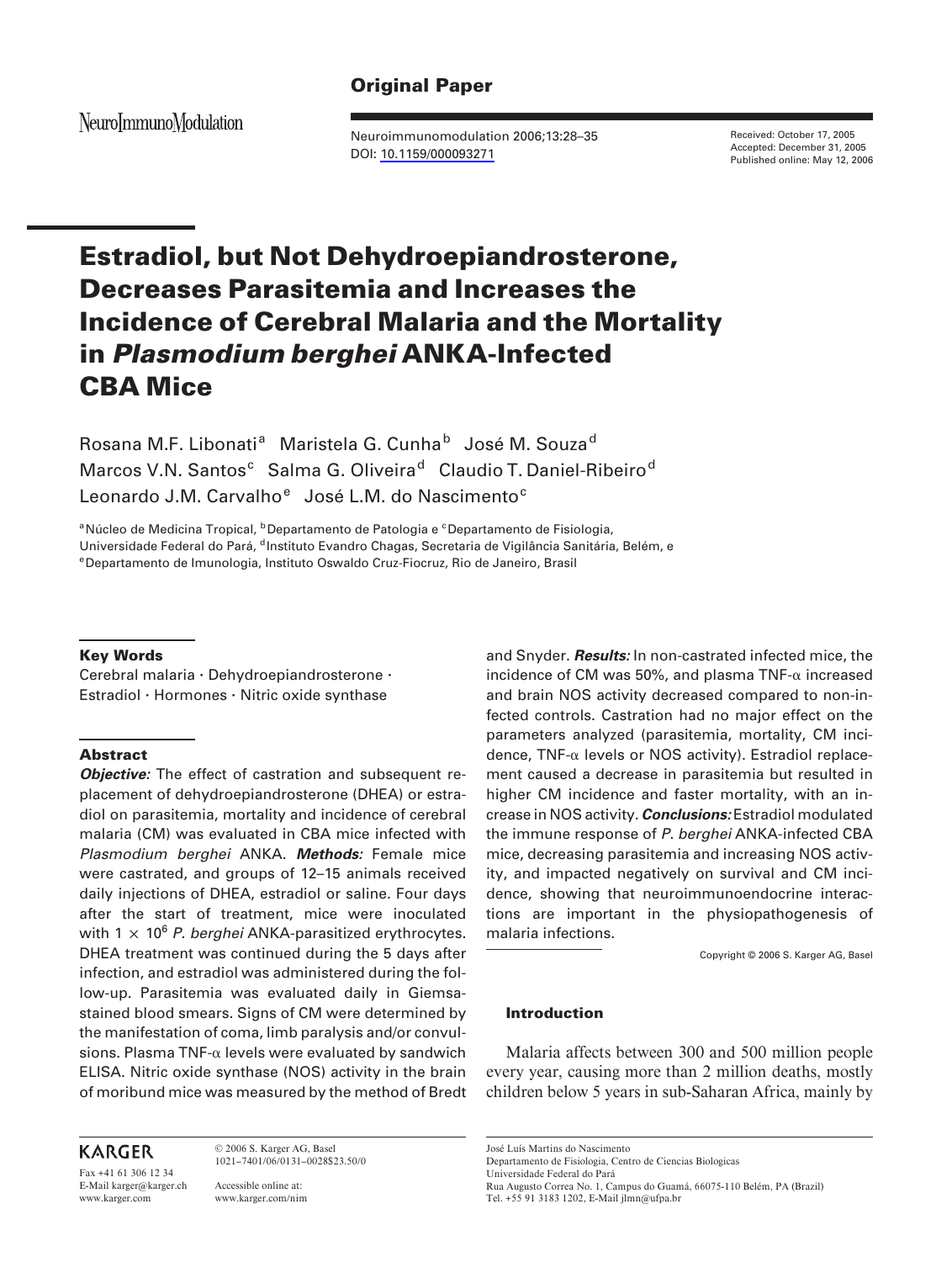Original Paper

Received: October 17, 2005
Accepted: December 31, 2005
Published online: May 12, 2006

# Estradiol, but Not Dehydroepiandrosterone, Decreases Parasitemia and Increases the Incidence of Cerebral Malaria and the Mortality in *Plasmodium berghei* ANKA-Infected CBA Mice

Rosana M.F. Libonati[a] Maristela G. Cunha[b] José M. Souza[d] Marcos V.N. Santos[c] Salma G. Oliveira[d] Claudio T. Daniel-Ribeiro[d] Leonardo J.M. Carvalho[e] José L.M. do Nascimento[c]

[a]Núcleo de Medicina Tropical, [b]Departamento de Patologia e [c]Departamento de Fisiologia, Universidade Federal do Pará, [d]Instituto Evandro Chagas, Secretaria de Vigilância Sanitária, Belém, e [e]Departamento de Imunologia, Instituto Oswaldo Cruz-Fiocruz, Rio de Janeiro, Brasil

### Key Words

Cerebral malaria · Dehydroepiandrosterone · Estradiol · Hormones · Nitric oxide synthase

### Abstract

***Objective:*** The effect of castration and subsequent replacement of dehydroepiandrosterone (DHEA) or estradiol on parasitemia, mortality and incidence of cerebral malaria (CM) was evaluated in CBA mice infected with *Plasmodium berghei* ANKA. ***Methods:*** Female mice were castrated, and groups of 12–15 animals received daily injections of DHEA, estradiol or saline. Four days after the start of treatment, mice were inoculated with $1 \times 10^6$ *P. berghei* ANKA-parasitized erythrocytes. DHEA treatment was continued during the 5 days after infection, and estradiol was administered during the follow-up. Parasitemia was evaluated daily in Giemsa-stained blood smears. Signs of CM were determined by the manifestation of coma, limb paralysis and/or convulsions. Plasma TNF-α levels were evaluated by sandwich ELISA. Nitric oxide synthase (NOS) activity in the brain of moribund mice was measured by the method of Bredt and Snyder. ***Results:*** In non-castrated infected mice, the incidence of CM was 50%, and plasma TNF-α increased and brain NOS activity decreased compared to non-infected controls. Castration had no major effect on the parameters analyzed (parasitemia, mortality, CM incidence, TNF-α levels or NOS activity). Estradiol replacement caused a decrease in parasitemia but resulted in higher CM incidence and faster mortality, with an increase in NOS activity. ***Conclusions:*** Estradiol modulated the immune response of *P. berghei* ANKA-infected CBA mice, decreasing parasitemia and increasing NOS activity, and impacted negatively on survival and CM incidence, showing that neuroimmunoendocrine interactions are important in the physiopathogenesis of malaria infections.

Copyright © 2006 S. Karger AG, Basel

### Introduction

Malaria affects between 300 and 500 million people every year, causing more than 2 million deaths, mostly children below 5 years in sub-Saharan Africa, mainly by

---

KARGER
Fax +41 61 306 12 34
E-Mail karger@karger.ch
www.karger.com

© 2006 S. Karger AG, Basel
1021–7401/06/0131–0028$23.50/0

Accessible online at:
www.karger.com/nim

José Luís Martins do Nascimento
Departamento de Fisiologia, Centro de Ciencias Biologicas
Universidade Federal do Pará
Rua Augusto Correa No. 1, Campus do Guamá, 66075-110 Belém, PA (Brazil)
Tel. +55 91 3183 1202, E-Mail jlmn@ufpa.br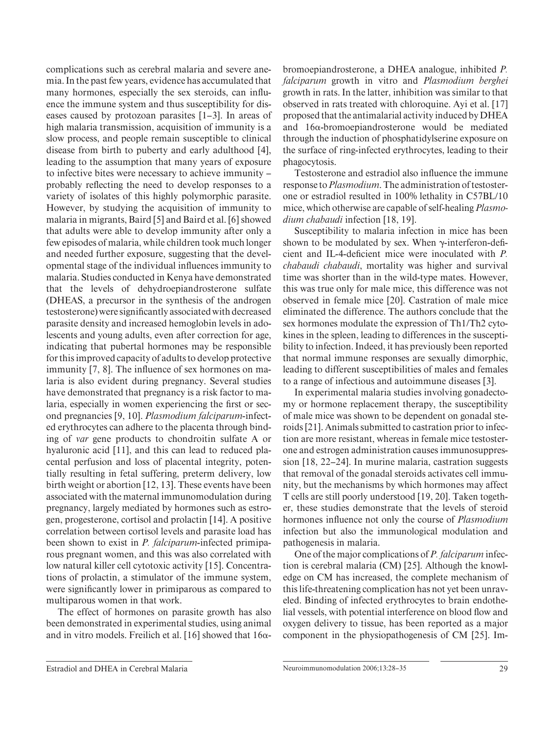complications such as cerebral malaria and severe anemia. In the past few years, evidence has accumulated that many hormones, especially the sex steroids, can influence the immune system and thus susceptibility for diseases caused by protozoan parasites [1–3]. In areas of high malaria transmission, acquisition of immunity is a slow process, and people remain susceptible to clinical disease from birth to puberty and early adulthood [4], leading to the assumption that many years of exposure to infective bites were necessary to achieve immunity – probably reflecting the need to develop responses to a variety of isolates of this highly polymorphic parasite. However, by studying the acquisition of immunity to malaria in migrants, Baird [5] and Baird et al. [6] showed that adults were able to develop immunity after only a few episodes of malaria, while children took much longer and needed further exposure, suggesting that the developmental stage of the individual influences immunity to malaria. Studies conducted in Kenya have demonstrated that the levels of dehydroepiandrosterone sulfate (DHEAS, a precursor in the synthesis of the androgen testosterone) were significantly associated with decreased parasite density and increased hemoglobin levels in adolescents and young adults, even after correction for age, indicating that pubertal hormones may be responsible for this improved capacity of adults to develop protective immunity [7, 8]. The influence of sex hormones on malaria is also evident during pregnancy. Several studies have demonstrated that pregnancy is a risk factor to malaria, especially in women experiencing the first or second pregnancies [9, 10]. *Plasmodium falciparum*-infected erythrocytes can adhere to the placenta through binding of *var* gene products to chondroitin sulfate A or hyaluronic acid [11], and this can lead to reduced placental perfusion and loss of placental integrity, potentially resulting in fetal suffering, preterm delivery, low birth weight or abortion [12, 13]. These events have been associated with the maternal immunomodulation during pregnancy, largely mediated by hormones such as estrogen, progesterone, cortisol and prolactin [14]. A positive correlation between cortisol levels and parasite load has been shown to exist in *P. falciparum*-infected primiparous pregnant women, and this was also correlated with low natural killer cell cytotoxic activity [15]. Concentrations of prolactin, a stimulator of the immune system, were significantly lower in primiparous as compared to multiparous women in that work.

The effect of hormones on parasite growth has also been demonstrated in experimental studies, using animal and in vitro models. Freilich et al. [16] showed that 16α-bromoepiandrosterone, a DHEA analogue, inhibited *P. falciparum* growth in vitro and *Plasmodium berghei* growth in rats. In the latter, inhibition was similar to that observed in rats treated with chloroquine. Ayi et al. [17] proposed that the antimalarial activity induced by DHEA and 16α-bromoepiandrosterone would be mediated through the induction of phosphatidylserine exposure on the surface of ring-infected erythrocytes, leading to their phagocytosis.

Testosterone and estradiol also influence the immune response to *Plasmodium*. The administration of testosterone or estradiol resulted in 100% lethality in C57BL/10 mice, which otherwise are capable of self-healing *Plasmodium chabaudi* infection [18, 19].

Susceptibility to malaria infection in mice has been shown to be modulated by sex. When γ-interferon-deficient and IL-4-deficient mice were inoculated with *P. chabaudi chabaudi*, mortality was higher and survival time was shorter than in the wild-type mates. However, this was true only for male mice, this difference was not observed in female mice [20]. Castration of male mice eliminated the difference. The authors conclude that the sex hormones modulate the expression of Th1/Th2 cytokines in the spleen, leading to differences in the susceptibility to infection. Indeed, it has previously been reported that normal immune responses are sexually dimorphic, leading to different susceptibilities of males and females to a range of infectious and autoimmune diseases [3].

In experimental malaria studies involving gonadectomy or hormone replacement therapy, the susceptibility of male mice was shown to be dependent on gonadal steroids [21]. Animals submitted to castration prior to infection are more resistant, whereas in female mice testosterone and estrogen administration causes immunosuppression [18, 22–24]. In murine malaria, castration suggests that removal of the gonadal steroids activates cell immunity, but the mechanisms by which hormones may affect T cells are still poorly understood [19, 20]. Taken together, these studies demonstrate that the levels of steroid hormones influence not only the course of *Plasmodium* infection but also the immunological modulation and pathogenesis in malaria.

One of the major complications of *P. falciparum* infection is cerebral malaria (CM) [25]. Although the knowledge on CM has increased, the complete mechanism of this life-threatening complication has not yet been unraveled. Binding of infected erythrocytes to brain endothelial vessels, with potential interference on blood flow and oxygen delivery to tissue, has been reported as a major component in the physiopathogenesis of CM [25]. Im-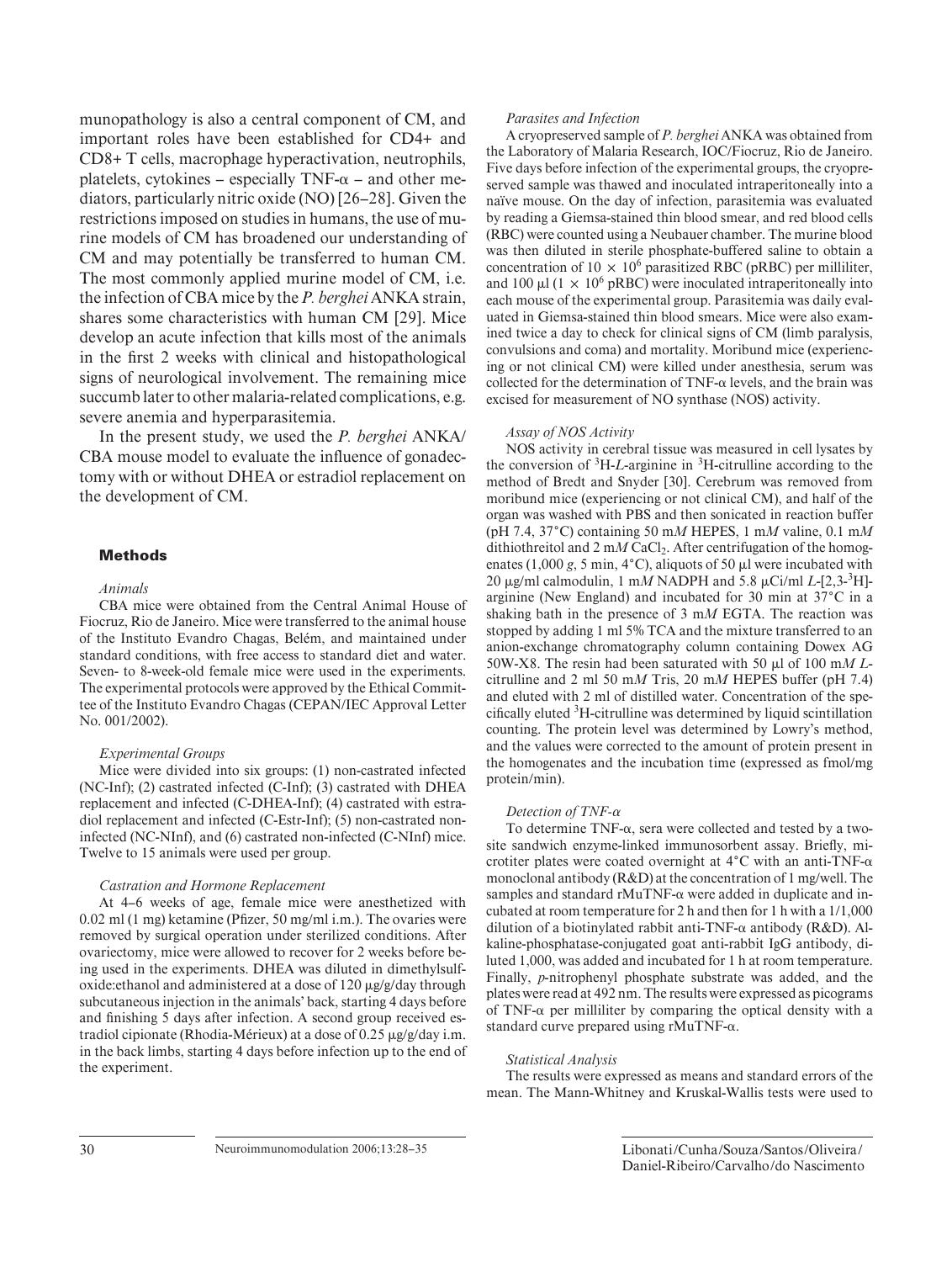munopathology is also a central component of CM, and important roles have been established for CD4+ and CD8+ T cells, macrophage hyperactivation, neutrophils, platelets, cytokines – especially TNF-$\alpha$ – and other mediators, particularly nitric oxide (NO) [26–28]. Given the restrictions imposed on studies in humans, the use of murine models of CM has broadened our understanding of CM and may potentially be transferred to human CM. The most commonly applied murine model of CM, i.e. the infection of CBA mice by the *P. berghei* ANKA strain, shares some characteristics with human CM [29]. Mice develop an acute infection that kills most of the animals in the first 2 weeks with clinical and histopathological signs of neurological involvement. The remaining mice succumb later to other malaria-related complications, e.g. severe anemia and hyperparasitemia.

In the present study, we used the *P. berghei* ANKA/CBA mouse model to evaluate the influence of gonadectomy with or without DHEA or estradiol replacement on the development of CM.

## Methods

### *Animals*

CBA mice were obtained from the Central Animal House of Fiocruz, Rio de Janeiro. Mice were transferred to the animal house of the Instituto Evandro Chagas, Belém, and maintained under standard conditions, with free access to standard diet and water. Seven- to 8-week-old female mice were used in the experiments. The experimental protocols were approved by the Ethical Committee of the Instituto Evandro Chagas (CEPAN/IEC Approval Letter No. 001/2002).

### *Experimental Groups*

Mice were divided into six groups: (1) non-castrated infected (NC-Inf); (2) castrated infected (C-Inf); (3) castrated with DHEA replacement and infected (C-DHEA-Inf); (4) castrated with estradiol replacement and infected (C-Estr-Inf); (5) non-castrated non-infected (NC-NInf), and (6) castrated non-infected (C-NInf) mice. Twelve to 15 animals were used per group.

### *Castration and Hormone Replacement*

At 4–6 weeks of age, female mice were anesthetized with 0.02 ml (1 mg) ketamine (Pfizer, 50 mg/ml i.m.). The ovaries were removed by surgical operation under sterilized conditions. After ovariectomy, mice were allowed to recover for 2 weeks before being used in the experiments. DHEA was diluted in dimethylsulfoxide:ethanol and administered at a dose of 120 μg/g/day through subcutaneous injection in the animals' back, starting 4 days before and finishing 5 days after infection. A second group received estradiol cipionate (Rhodia-Mérieux) at a dose of 0.25 μg/g/day i.m. in the back limbs, starting 4 days before infection up to the end of the experiment.

### *Parasites and Infection*

A cryopreserved sample of *P. berghei* ANKA was obtained from the Laboratory of Malaria Research, IOC/Fiocruz, Rio de Janeiro. Five days before infection of the experimental groups, the cryopreserved sample was thawed and inoculated intraperitoneally into a naïve mouse. On the day of infection, parasitemia was evaluated by reading a Giemsa-stained thin blood smear, and red blood cells (RBC) were counted using a Neubauer chamber. The murine blood was then diluted in sterile phosphate-buffered saline to obtain a concentration of $10 \times 10^6$ parasitized RBC (pRBC) per milliliter, and 100 μl ($1 \times 10^6$ pRBC) were inoculated intraperitoneally into each mouse of the experimental group. Parasitemia was daily evaluated in Giemsa-stained thin blood smears. Mice were also examined twice a day to check for clinical signs of CM (limb paralysis, convulsions and coma) and mortality. Moribund mice (experiencing or not clinical CM) were killed under anesthesia, serum was collected for the determination of TNF-$\alpha$ levels, and the brain was excised for measurement of NO synthase (NOS) activity.

### *Assay of NOS Activity*

NOS activity in cerebral tissue was measured in cell lysates by the conversion of $^3$H-*L*-arginine in $^3$H-citrulline according to the method of Bredt and Snyder [30]. Cerebrum was removed from moribund mice (experiencing or not clinical CM), and half of the organ was washed with PBS and then sonicated in reaction buffer (pH 7.4, 37°C) containing 50 m*M* HEPES, 1 m*M* valine, 0.1 m*M* dithiothreitol and 2 m*M* $CaCl_2$. After centrifugation of the homogenates (1,000 *g*, 5 min, 4°C), aliquots of 50 μl were incubated with 20 μg/ml calmodulin, 1 m*M* NADPH and 5.8 μCi/ml *L*-[2,3-$^3$H]-arginine (New England) and incubated for 30 min at 37°C in a shaking bath in the presence of 3 m*M* EGTA. The reaction was stopped by adding 1 ml 5% TCA and the mixture transferred to an anion-exchange chromatography column containing Dowex AG 50W-X8. The resin had been saturated with 50 μl of 100 m*M* *L*-citrulline and 2 ml 50 m*M* Tris, 20 m*M* HEPES buffer (pH 7.4) and eluted with 2 ml of distilled water. Concentration of the specifically eluted $^3$H-citrulline was determined by liquid scintillation counting. The protein level was determined by Lowry's method, and the values were corrected to the amount of protein present in the homogenates and the incubation time (expressed as fmol/mg protein/min).

### *Detection of TNF-$\alpha$*

To determine TNF-$\alpha$, sera were collected and tested by a two-site sandwich enzyme-linked immunosorbent assay. Briefly, microtiter plates were coated overnight at 4°C with an anti-TNF-$\alpha$ monoclonal antibody (R&D) at the concentration of 1 mg/well. The samples and standard rMuTNF-$\alpha$ were added in duplicate and incubated at room temperature for 2 h and then for 1 h with a 1/1,000 dilution of a biotinylated rabbit anti-TNF-$\alpha$ antibody (R&D). Alkaline-phosphatase-conjugated goat anti-rabbit IgG antibody, diluted 1,000, was added and incubated for 1 h at room temperature. Finally, *p*-nitrophenyl phosphate substrate was added, and the plates were read at 492 nm. The results were expressed as picograms of TNF-$\alpha$ per milliliter by comparing the optical density with a standard curve prepared using rMuTNF-$\alpha$.

### *Statistical Analysis*

The results were expressed as means and standard errors of the mean. The Mann-Whitney and Kruskal-Wallis tests were used to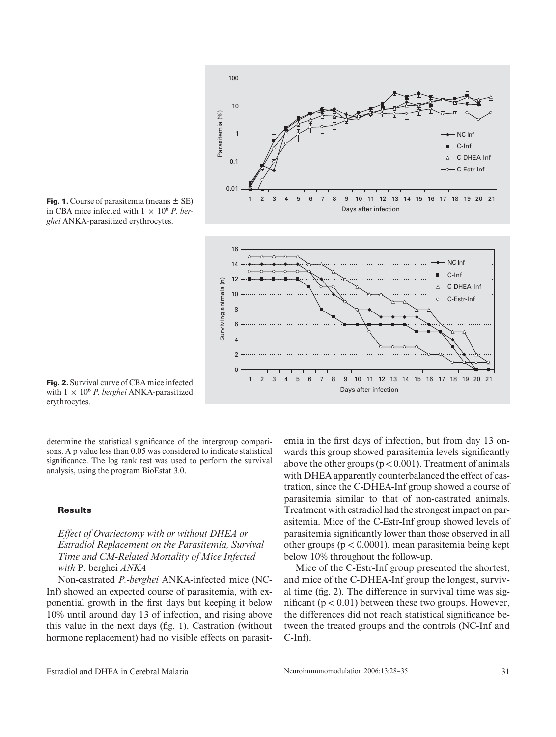**Fig. 1.** Course of parasitemia (means ± SE) in CBA mice infected with $1 \times 10^6$ *P. berghei* ANKA-parasitized erythrocytes.

**Fig. 2.** Survival curve of CBA mice infected with $1 \times 10^6$ *P. berghei* ANKA-parasitized erythrocytes.

determine the statistical significance of the intergroup comparisons. A p value less than 0.05 was considered to indicate statistical significance. The log rank test was used to perform the survival analysis, using the program BioEstat 3.0.

## Results

### *Effect of Ovariectomy with or without DHEA or Estradiol Replacement on the Parasitemia, Survival Time and CM-Related Mortality of Mice Infected with* P. berghei *ANKA*

Non-castrated *P.-berghei* ANKA-infected mice (NC-Inf) showed an expected course of parasitemia, with exponential growth in the first days but keeping it below 10% until around day 13 of infection, and rising above this value in the next days (fig. 1). Castration (without hormone replacement) had no visible effects on parasitemia in the first days of infection, but from day 13 onwards this group showed parasitemia levels significantly above the other groups ($p < 0.001$). Treatment of animals with DHEA apparently counterbalanced the effect of castration, since the C-DHEA-Inf group showed a course of parasitemia similar to that of non-castrated animals. Treatment with estradiol had the strongest impact on parasitemia. Mice of the C-Estr-Inf group showed levels of parasitemia significantly lower than those observed in all other groups ($p < 0.0001$), mean parasitemia being kept below 10% throughout the follow-up.

Mice of the C-Estr-Inf group presented the shortest, and mice of the C-DHEA-Inf group the longest, survival time (fig. 2). The difference in survival time was significant ($p < 0.01$) between these two groups. However, the differences did not reach statistical significance between the treated groups and the controls (NC-Inf and C-Inf).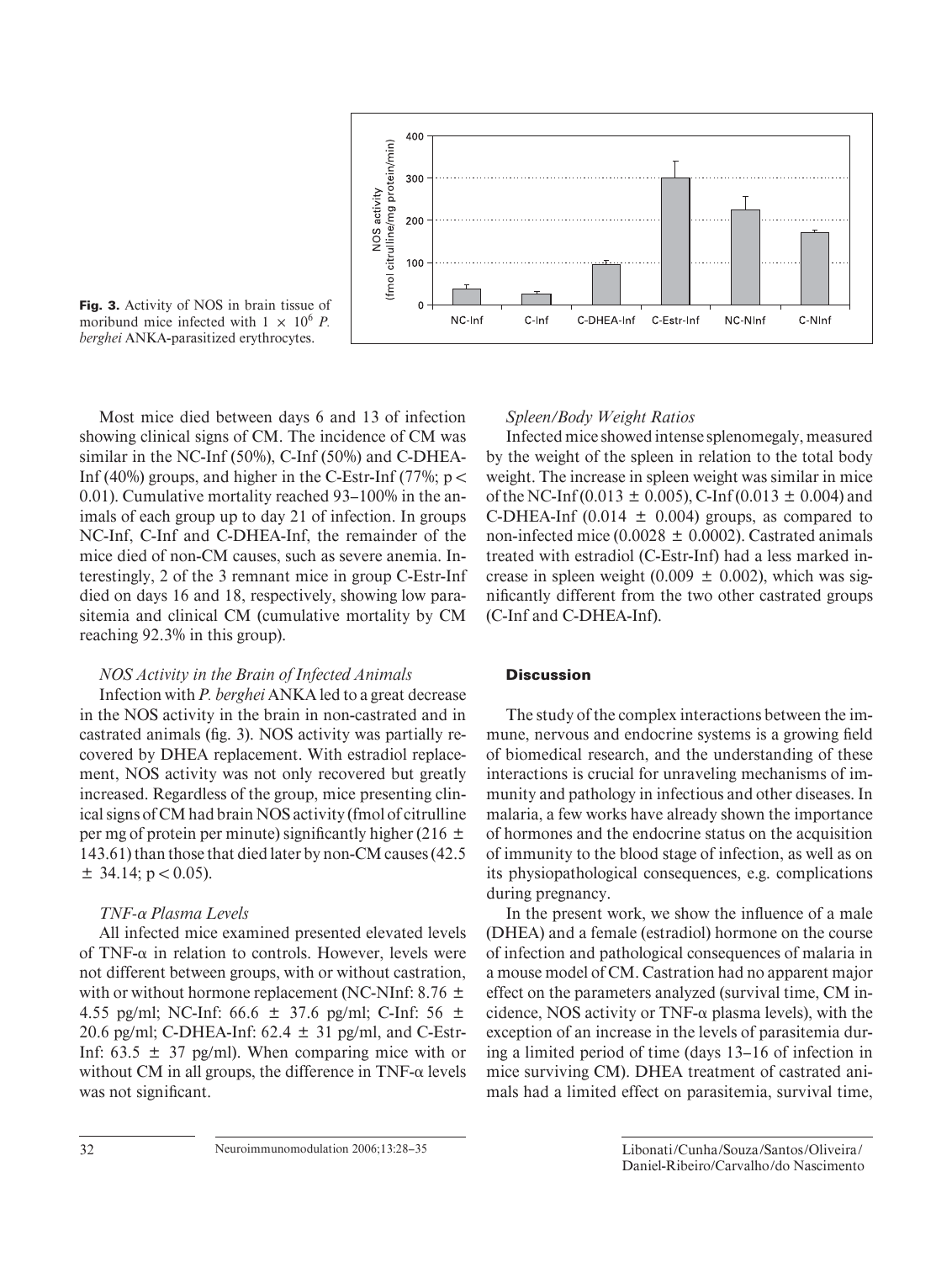**Fig. 3.** Activity of NOS in brain tissue of moribund mice infected with $1 \times 10^6$ *P. berghei* ANKA-parasitized erythrocytes.

Most mice died between days 6 and 13 of infection showing clinical signs of CM. The incidence of CM was similar in the NC-Inf (50%), C-Inf (50%) and C-DHEA-Inf (40%) groups, and higher in the C-Estr-Inf (77%; $p < 0.01$). Cumulative mortality reached 93–100% in the animals of each group up to day 21 of infection. In groups NC-Inf, C-Inf and C-DHEA-Inf, the remainder of the mice died of non-CM causes, such as severe anemia. Interestingly, 2 of the 3 remnant mice in group C-Estr-Inf died on days 16 and 18, respectively, showing low parasitemia and clinical CM (cumulative mortality by CM reaching 92.3% in this group).

### *NOS Activity in the Brain of Infected Animals*

Infection with *P. berghei* ANKA led to a great decrease in the NOS activity in the brain in non-castrated and in castrated animals (fig. 3). NOS activity was partially recovered by DHEA replacement. With estradiol replacement, NOS activity was not only recovered but greatly increased. Regardless of the group, mice presenting clinical signs of CM had brain NOS activity (fmol of citrulline per mg of protein per minute) significantly higher ($216 \pm 143.61$) than those that died later by non-CM causes ($42.5 \pm 34.14$; $p < 0.05$).

### *TNF-α Plasma Levels*

All infected mice examined presented elevated levels of TNF-α in relation to controls. However, levels were not different between groups, with or without castration, with or without hormone replacement (NC-NInf: $8.76 \pm 4.55$ pg/ml; NC-Inf: $66.6 \pm 37.6$ pg/ml; C-Inf: $56 \pm 20.6$ pg/ml; C-DHEA-Inf: $62.4 \pm 31$ pg/ml, and C-Estr-Inf: $63.5 \pm 37$ pg/ml). When comparing mice with or without CM in all groups, the difference in TNF-α levels was not significant.

### *Spleen/Body Weight Ratios*

Infected mice showed intense splenomegaly, measured by the weight of the spleen in relation to the total body weight. The increase in spleen weight was similar in mice of the NC-Inf ($0.013 \pm 0.005$), C-Inf ($0.013 \pm 0.004$) and C-DHEA-Inf ($0.014 \pm 0.004$) groups, as compared to non-infected mice ($0.0028 \pm 0.0002$). Castrated animals treated with estradiol (C-Estr-Inf) had a less marked increase in spleen weight ($0.009 \pm 0.002$), which was significantly different from the two other castrated groups (C-Inf and C-DHEA-Inf).

## Discussion

The study of the complex interactions between the immune, nervous and endocrine systems is a growing field of biomedical research, and the understanding of these interactions is crucial for unraveling mechanisms of immunity and pathology in infectious and other diseases. In malaria, a few works have already shown the importance of hormones and the endocrine status on the acquisition of immunity to the blood stage of infection, as well as on its physiopathological consequences, e.g. complications during pregnancy.

In the present work, we show the influence of a male (DHEA) and a female (estradiol) hormone on the course of infection and pathological consequences of malaria in a mouse model of CM. Castration had no apparent major effect on the parameters analyzed (survival time, CM incidence, NOS activity or TNF-α plasma levels), with the exception of an increase in the levels of parasitemia during a limited period of time (days 13–16 of infection in mice surviving CM). DHEA treatment of castrated animals had a limited effect on parasitemia, survival time,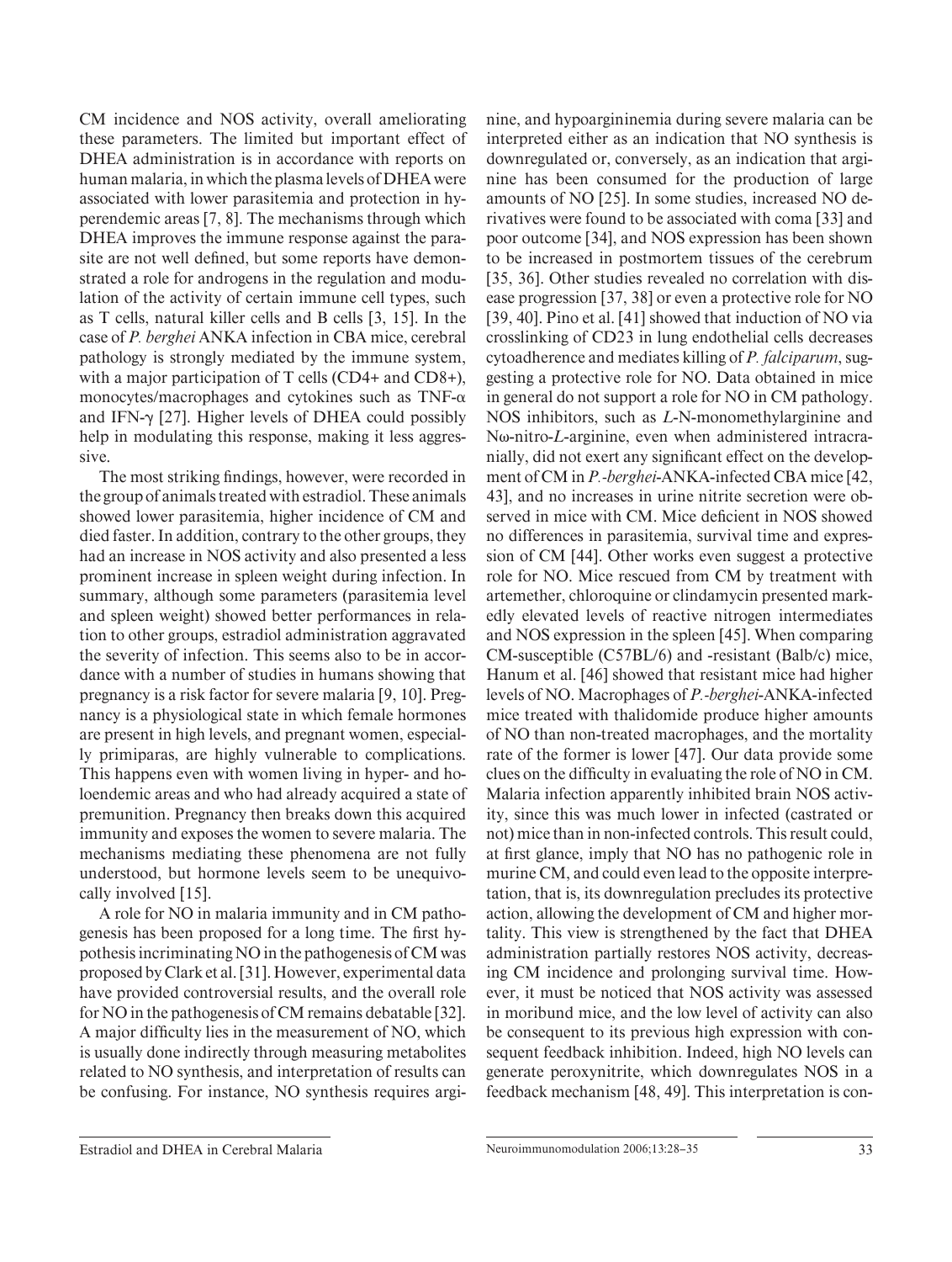CM incidence and NOS activity, overall ameliorating these parameters. The limited but important effect of DHEA administration is in accordance with reports on human malaria, in which the plasma levels of DHEA were associated with lower parasitemia and protection in hyperendemic areas [7, 8]. The mechanisms through which DHEA improves the immune response against the parasite are not well defined, but some reports have demonstrated a role for androgens in the regulation and modulation of the activity of certain immune cell types, such as T cells, natural killer cells and B cells [3, 15]. In the case of *P. berghei* ANKA infection in CBA mice, cerebral pathology is strongly mediated by the immune system, with a major participation of T cells (CD4+ and CD8+), monocytes/macrophages and cytokines such as TNF-α and IFN-γ [27]. Higher levels of DHEA could possibly help in modulating this response, making it less aggressive.

The most striking findings, however, were recorded in the group of animals treated with estradiol. These animals showed lower parasitemia, higher incidence of CM and died faster. In addition, contrary to the other groups, they had an increase in NOS activity and also presented a less prominent increase in spleen weight during infection. In summary, although some parameters (parasitemia level and spleen weight) showed better performances in relation to other groups, estradiol administration aggravated the severity of infection. This seems also to be in accordance with a number of studies in humans showing that pregnancy is a risk factor for severe malaria [9, 10]. Pregnancy is a physiological state in which female hormones are present in high levels, and pregnant women, especially primiparas, are highly vulnerable to complications. This happens even with women living in hyper- and holoendemic areas and who had already acquired a state of premunition. Pregnancy then breaks down this acquired immunity and exposes the women to severe malaria. The mechanisms mediating these phenomena are not fully understood, but hormone levels seem to be unequivocally involved [15].

A role for NO in malaria immunity and in CM pathogenesis has been proposed for a long time. The first hypothesis incriminating NO in the pathogenesis of CM was proposed by Clark et al. [31]. However, experimental data have provided controversial results, and the overall role for NO in the pathogenesis of CM remains debatable [32]. A major difficulty lies in the measurement of NO, which is usually done indirectly through measuring metabolites related to NO synthesis, and interpretation of results can be confusing. For instance, NO synthesis requires arginine, and hypoargininemia during severe malaria can be interpreted either as an indication that NO synthesis is downregulated or, conversely, as an indication that arginine has been consumed for the production of large amounts of NO [25]. In some studies, increased NO derivatives were found to be associated with coma [33] and poor outcome [34], and NOS expression has been shown to be increased in postmortem tissues of the cerebrum [35, 36]. Other studies revealed no correlation with disease progression [37, 38] or even a protective role for NO [39, 40]. Pino et al. [41] showed that induction of NO via crosslinking of CD23 in lung endothelial cells decreases cytoadherence and mediates killing of *P. falciparum*, suggesting a protective role for NO. Data obtained in mice in general do not support a role for NO in CM pathology. NOS inhibitors, such as *L*-N-monomethylarginine and Nω-nitro-*L*-arginine, even when administered intracranially, did not exert any significant effect on the development of CM in *P.-berghei*-ANKA-infected CBA mice [42, 43], and no increases in urine nitrite secretion were observed in mice with CM. Mice deficient in NOS showed no differences in parasitemia, survival time and expression of CM [44]. Other works even suggest a protective role for NO. Mice rescued from CM by treatment with artemether, chloroquine or clindamycin presented markedly elevated levels of reactive nitrogen intermediates and NOS expression in the spleen [45]. When comparing CM-susceptible (C57BL/6) and -resistant (Balb/c) mice, Hanum et al. [46] showed that resistant mice had higher levels of NO. Macrophages of *P.-berghei*-ANKA-infected mice treated with thalidomide produce higher amounts of NO than non-treated macrophages, and the mortality rate of the former is lower [47]. Our data provide some clues on the difficulty in evaluating the role of NO in CM. Malaria infection apparently inhibited brain NOS activity, since this was much lower in infected (castrated or not) mice than in non-infected controls. This result could, at first glance, imply that NO has no pathogenic role in murine CM, and could even lead to the opposite interpretation, that is, its downregulation precludes its protective action, allowing the development of CM and higher mortality. This view is strengthened by the fact that DHEA administration partially restores NOS activity, decreasing CM incidence and prolonging survival time. However, it must be noticed that NOS activity was assessed in moribund mice, and the low level of activity can also be consequent to its previous high expression with consequent feedback inhibition. Indeed, high NO levels can generate peroxynitrite, which downregulates NOS in a feedback mechanism [48, 49]. This interpretation is con-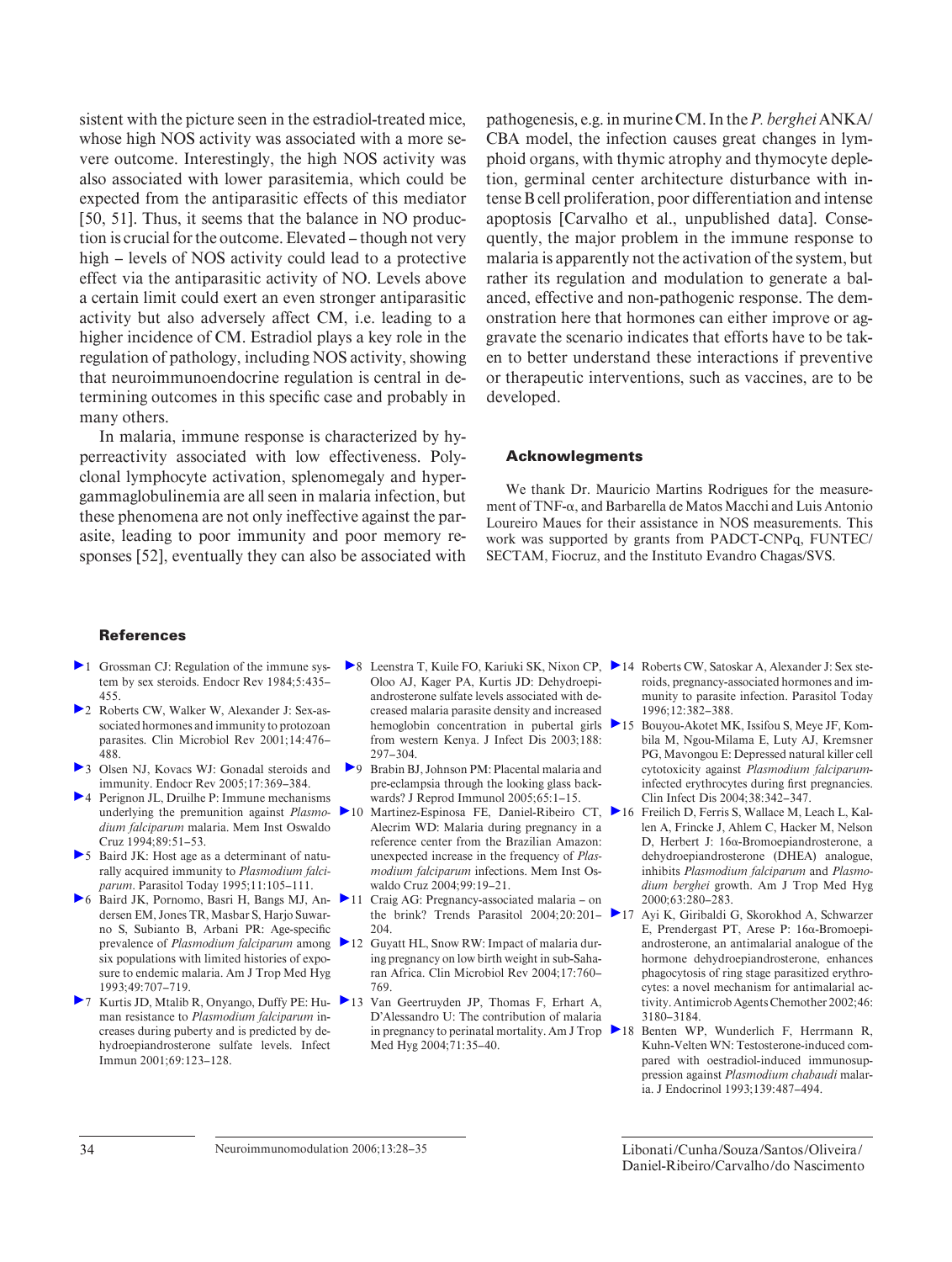sistent with the picture seen in the estradiol-treated mice, whose high NOS activity was associated with a more severe outcome. Interestingly, the high NOS activity was also associated with lower parasitemia, which could be expected from the antiparasitic effects of this mediator [50, 51]. Thus, it seems that the balance in NO production is crucial for the outcome. Elevated – though not very high – levels of NOS activity could lead to a protective effect via the antiparasitic activity of NO. Levels above a certain limit could exert an even stronger antiparasitic activity but also adversely affect CM, i.e. leading to a higher incidence of CM. Estradiol plays a key role in the regulation of pathology, including NOS activity, showing that neuroimmunoendocrine regulation is central in determining outcomes in this specific case and probably in many others.

In malaria, immune response is characterized by hyperreactivity associated with low effectiveness. Polyclonal lymphocyte activation, splenomegaly and hypergammaglobulinemia are all seen in malaria infection, but these phenomena are not only ineffective against the parasite, leading to poor immunity and poor memory responses [52], eventually they can also be associated with pathogenesis, e.g. in murine CM. In the *P. berghei* ANKA/CBA model, the infection causes great changes in lymphoid organs, with thymic atrophy and thymocyte depletion, germinal center architecture disturbance with intense B cell proliferation, poor differentiation and intense apoptosis [Carvalho et al., unpublished data]. Consequently, the major problem in the immune response to malaria is apparently not the activation of the system, but rather its regulation and modulation to generate a balanced, effective and non-pathogenic response. The demonstration here that hormones can either improve or aggravate the scenario indicates that efforts have to be taken to better understand these interactions if preventive or therapeutic interventions, such as vaccines, are to be developed.

## Acknowlegments

We thank Dr. Mauricio Martins Rodrigues for the measurement of TNF-α, and Barbarella de Matos Macchi and Luis Antonio Loureiro Maues for their assistance in NOS measurements. This work was supported by grants from PADCT-CNPq, FUNTEC/SECTAM, Fiocruz, and the Instituto Evandro Chagas/SVS.

## References

1. Grossman CJ: Regulation of the immune system by sex steroids. Endocr Rev 1984;5:435–455.
2. Roberts CW, Walker W, Alexander J: Sex-associated hormones and immunity to protozoan parasites. Clin Microbiol Rev 2001;14:476–488.
3. Olsen NJ, Kovacs WJ: Gonadal steroids and immunity. Endocr Rev 2005;17:369–384.
4. Perignon JL, Druilhe P: Immune mechanisms underlying the premunition against *Plasmodium falciparum* malaria. Mem Inst Oswaldo Cruz 1994;89:51–53.
5. Baird JK: Host age as a determinant of naturally acquired immunity to *Plasmodium falciparum*. Parasitol Today 1995;11:105–111.
6. Baird JK, Pornomo, Basri H, Bangs MJ, Andersen EM, Jones TR, Masbar S, Harjo Suwarno S, Subianto B, Arbani PR: Age-specific prevalence of *Plasmodium falciparum* among six populations with limited histories of exposure to endemic malaria. Am J Trop Med Hyg 1993;49:707–719.
7. Kurtis JD, Mtalib R, Onyango, Duffy PE: Human resistance to *Plasmodium falciparum* increases during puberty and is predicted by dehydroepiandrosterone sulfate levels. Infect Immun 2001;69:123–128.
8. Leenstra T, Kuile FO, Kariuki SK, Nixon CP, Oloo AJ, Kager PA, Kurtis JD: Dehydroepiandrosterone sulfate levels associated with decreased malaria parasite density and increased hemoglobin concentration in pubertal girls from western Kenya. J Infect Dis 2003;188: 297–304.
9. Brabin BJ, Johnson PM: Placental malaria and pre-eclampsia through the looking glass backwards? J Reprod Immunol 2005;65:1–15.
10. Martinez-Espinosa FE, Daniel-Ribeiro CT, Alecrim WD: Malaria during pregnancy in a reference center from the Brazilian Amazon: unexpected increase in the frequency of *Plasmodium falciparum* infections. Mem Inst Oswaldo Cruz 2004;99:19–21.
11. Craig AG: Pregnancy-associated malaria – on the brink? Trends Parasitol 2004;20:201–204.
12. Guyatt HL, Snow RW: Impact of malaria during pregnancy on low birth weight in sub-Saharan Africa. Clin Microbiol Rev 2004;17:760–769.
13. Van Geertruyden JP, Thomas F, Erhart A, D'Alessandro U: The contribution of malaria in pregnancy to perinatal mortality. Am J Trop Med Hyg 2004;71:35–40.
14. Roberts CW, Satoskar A, Alexander J: Sex steroids, pregnancy-associated hormones and immunity to parasite infection. Parasitol Today 1996;12:382–388.
15. Bouyou-Akotet MK, Issifou S, Meye JF, Kombila M, Ngou-Milama E, Luty AJ, Kremsner PG, Mavongou E: Depressed natural killer cell cytotoxicity against *Plasmodium falciparum*-infected erythrocytes during first pregnancies. Clin Infect Dis 2004;38:342–347.
16. Freilich D, Ferris S, Wallace M, Leach L, Kallen A, Frincke J, Ahlem C, Hacker M, Nelson D, Herbert J: 16α-Bromoepiandrosterone, a dehydroepiandrosterone (DHEA) analogue, inhibits *Plasmodium falciparum* and *Plasmodium berghei* growth. Am J Trop Med Hyg 2000;63:280–283.
17. Ayi K, Giribaldi G, Skorokhod A, Schwarzer E, Prendergast PT, Arese P: 16α-Bromoepiandrosterone, an antimalarial analogue of the hormone dehydroepiandrosterone, enhances phagocytosis of ring stage parasitized erythrocytes: a novel mechanism for antimalarial activity. Antimicrob Agents Chemother 2002;46: 3180–3184.
18. Benten WP, Wunderlich F, Herrmann R, Kuhn-Velten WN: Testosterone-induced compared with oestradiol-induced immunosuppression against *Plasmodium chabaudi* malaria. J Endocrinol 1993;139:487–494.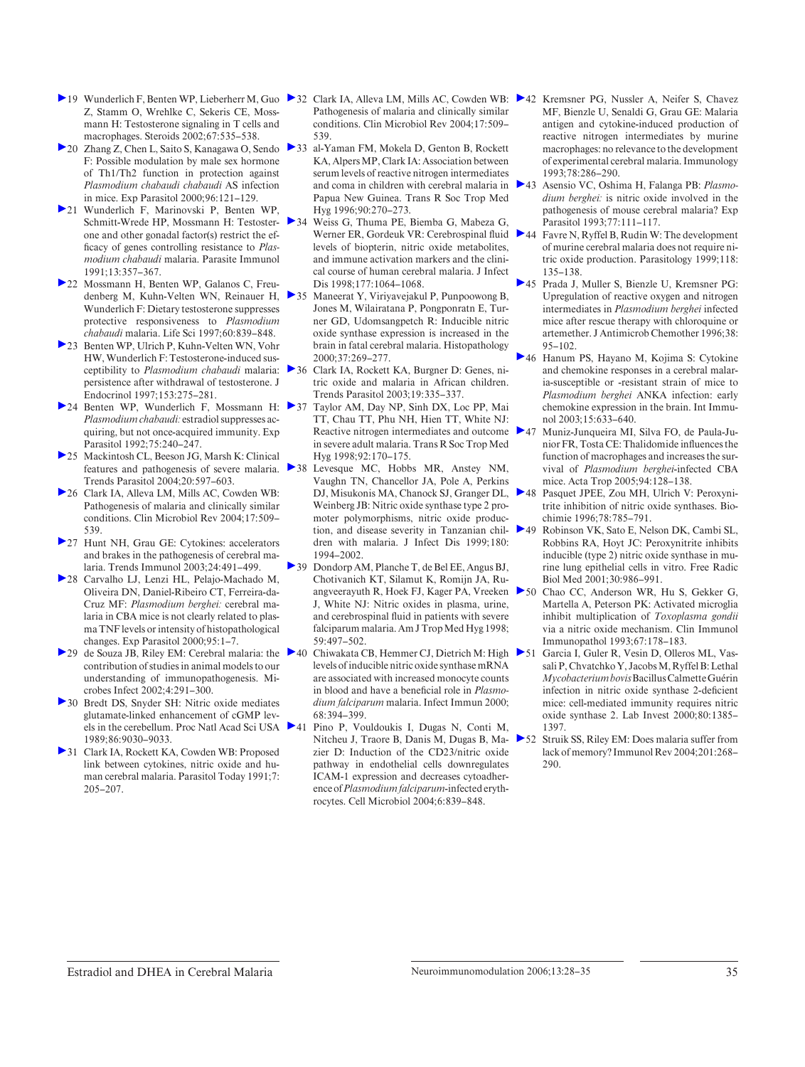19 Wunderlich F, Benten WP, Lieberherr M, Guo Z, Stamm O, Wrehlke C, Sekeris CE, Mossmann H: Testosterone signaling in T cells and macrophages. Steroids 2002;67:535–538.

20 Zhang Z, Chen L, Saito S, Kanagawa O, Sendo F: Possible modulation by male sex hormone of Th1/Th2 function in protection against *Plasmodium chabaudi chabaudi* AS infection in mice. Exp Parasitol 2000;96:121–129.

21 Wunderlich F, Marinovski P, Benten WP, Schmitt-Wrede HP, Mossmann H: Testosterone and other gonadal factor(s) restrict the efficacy of genes controlling resistance to *Plasmodium chabaudi* malaria. Parasite Immunol 1991;13:357–367.

22 Mossmann H, Benten WP, Galanos C, Freudenberg M, Kuhn-Velten WN, Reinauer H, Wunderlich F: Dietary testosterone suppresses protective responsiveness to *Plasmodium chabaudi* malaria. Life Sci 1997;60:839–848.

23 Benten WP, Ulrich P, Kuhn-Velten WN, Vohr HW, Wunderlich F: Testosterone-induced susceptibility to *Plasmodium chabaudi* malaria: persistence after withdrawal of testosterone. J Endocrinol 1997;153:275–281.

24 Benten WP, Wunderlich F, Mossmann H: *Plasmodium chabaudi:* estradiol suppresses acquiring, but not once-acquired immunity. Exp Parasitol 1992;75:240–247.

25 Mackintosh CL, Beeson JG, Marsh K: Clinical features and pathogenesis of severe malaria. Trends Parasitol 2004;20:597–603.

26 Clark IA, Alleva LM, Mills AC, Cowden WB: Pathogenesis of malaria and clinically similar conditions. Clin Microbiol Rev 2004;17:509–539.

27 Hunt NH, Grau GE: Cytokines: accelerators and brakes in the pathogenesis of cerebral malaria. Trends Immunol 2003;24:491–499.

28 Carvalho LJ, Lenzi HL, Pelajo-Machado M, Oliveira DN, Daniel-Ribeiro CT, Ferreira-da-Cruz MF: *Plasmodium berghei:* cerebral malaria in CBA mice is not clearly related to plasma TNF levels or intensity of histopathological changes. Exp Parasitol 2000;95:1–7.

29 de Souza JB, Riley EM: Cerebral malaria: the contribution of studies in animal models to our understanding of immunopathogenesis. Microbes Infect 2002;4:291–300.

30 Bredt DS, Snyder SH: Nitric oxide mediates glutamate-linked enhancement of cGMP levels in the cerebellum. Proc Natl Acad Sci USA 1989;86:9030–9033.

31 Clark IA, Rockett KA, Cowden WB: Proposed link between cytokines, nitric oxide and human cerebral malaria. Parasitol Today 1991;7:205–207.

32 Clark IA, Alleva LM, Mills AC, Cowden WB: Pathogenesis of malaria and clinically similar conditions. Clin Microbiol Rev 2004;17:509–539.

33 al-Yaman FM, Mokela D, Genton B, Rockett KA, Alpers MP, Clark IA: Association between serum levels of reactive nitrogen intermediates and coma in children with cerebral malaria in Papua New Guinea. Trans R Soc Trop Med Hyg 1996;90:270–273.

34 Weiss G, Thuma PE, Biemba G, Mabeza G, Werner ER, Gordeuk VR: Cerebrospinal fluid levels of biopterin, nitric oxide metabolites, and immune activation markers and the clinical course of human cerebral malaria. J Infect Dis 1998;177:1064–1068.

35 Maneerat Y, Viriyavejakul P, Punpoowong B, Jones M, Wilairatana P, Pongponratn E, Turner GD, Udomsangpetch R: Inducible nitric oxide synthase expression is increased in the brain in fatal cerebral malaria. Histopathology 2000;37:269–277.

36 Clark IA, Rockett KA, Burgner D: Genes, nitric oxide and malaria in African children. Trends Parasitol 2003;19:335–337.

37 Taylor AM, Day NP, Sinh DX, Loc PP, Mai TT, Chau TT, Phu NH, Hien TT, White NJ: Reactive nitrogen intermediates and outcome in severe adult malaria. Trans R Soc Trop Med Hyg 1998;92:170–175.

38 Levesque MC, Hobbs MR, Anstey NM, Vaughn TN, Chancellor JA, Pole A, Perkins DJ, Misukonis MA, Chanock SJ, Granger DL, Weinberg JB: Nitric oxide synthase type 2 promoter polymorphisms, nitric oxide production, and disease severity in Tanzanian children with malaria. J Infect Dis 1999;180:1994–2002.

39 Dondorp AM, Planche T, de Bel EE, Angus BJ, Chotivanich KT, Silamut K, Romijn JA, Ruangveerayuth R, Hoek FJ, Kager PA, Vreeken J, White NJ: Nitric oxides in plasma, urine, and cerebrospinal fluid in patients with severe falciparum malaria. Am J Trop Med Hyg 1998;59:497–502.

40 Chiwakata CB, Hemmer CJ, Dietrich M: High levels of inducible nitric oxide synthase mRNA are associated with increased monocyte counts in blood and have a beneficial role in *Plasmodium falciparum* malaria. Infect Immun 2000;68:394–399.

41 Pino P, Vouldoukis I, Dugas N, Conti M, Nitcheu J, Traore B, Danis M, Dugas B, Mazier D: Induction of the CD23/nitric oxide pathway in endothelial cells downregulates ICAM-1 expression and decreases cytoadherence of *Plasmodium falciparum*-infected erythrocytes. Cell Microbiol 2004;6:839–848.

42 Kremsner PG, Nussler A, Neifer S, Chavez MF, Bienzle U, Senaldi G, Grau GE: Malaria antigen and cytokine-induced production of reactive nitrogen intermediates by murine macrophages: no relevance to the development of experimental cerebral malaria. Immunology 1993;78:286–290.

43 Asensio VC, Oshima H, Falanga PB: *Plasmodium berghei:* is nitric oxide involved in the pathogenesis of mouse cerebral malaria? Exp Parasitol 1993;77:111–117.

44 Favre N, Ryffel B, Rudin W: The development of murine cerebral malaria does not require nitric oxide production. Parasitology 1999;118:135–138.

45 Prada J, Muller S, Bienzle U, Kremsner PG: Upregulation of reactive oxygen and nitrogen intermediates in *Plasmodium berghei* infected mice after rescue therapy with chloroquine or artemether. J Antimicrob Chemother 1996;38:95–102.

46 Hanum PS, Hayano M, Kojima S: Cytokine and chemokine responses in a cerebral malaria-susceptible or -resistant strain of mice to *Plasmodium berghei* ANKA infection: early chemokine expression in the brain. Int Immunol 2003;15:633–640.

47 Muniz-Junqueira MI, Silva FO, de Paula-Junior FR, Tosta CE: Thalidomide influences the function of macrophages and increases the survival of *Plasmodium berghei*-infected CBA mice. Acta Trop 2005;94:128–138.

48 Pasquet JPEE, Zou MH, Ulrich V: Peroxynitrite inhibition of nitric oxide synthases. Biochimie 1996;78:785–791.

49 Robinson VK, Sato E, Nelson DK, Cambi SL, Robbins RA, Hoyt JC: Peroxynitrite inhibits inducible (type 2) nitric oxide synthase in murine lung epithelial cells in vitro. Free Radic Biol Med 2001;30:986–991.

50 Chao CC, Anderson WR, Hu S, Gekker G, Martella A, Peterson PK: Activated microglia inhibit multiplication of *Toxoplasma gondii* via a nitric oxide mechanism. Clin Immunol Immunopathol 1993;67:178–183.

51 Garcia I, Guler R, Vesin D, Olleros ML, Vassali P, Chvatchko Y, Jacobs M, Ryffel B: Lethal *Mycobacterium bovis* Bacillus Calmette Guérin infection in nitric oxide synthase 2-deficient mice: cell-mediated immunity requires nitric oxide synthase 2. Lab Invest 2000;80:1385–1397.

52 Struik SS, Riley EM: Does malaria suffer from lack of memory? Immunol Rev 2004;201:268–290.